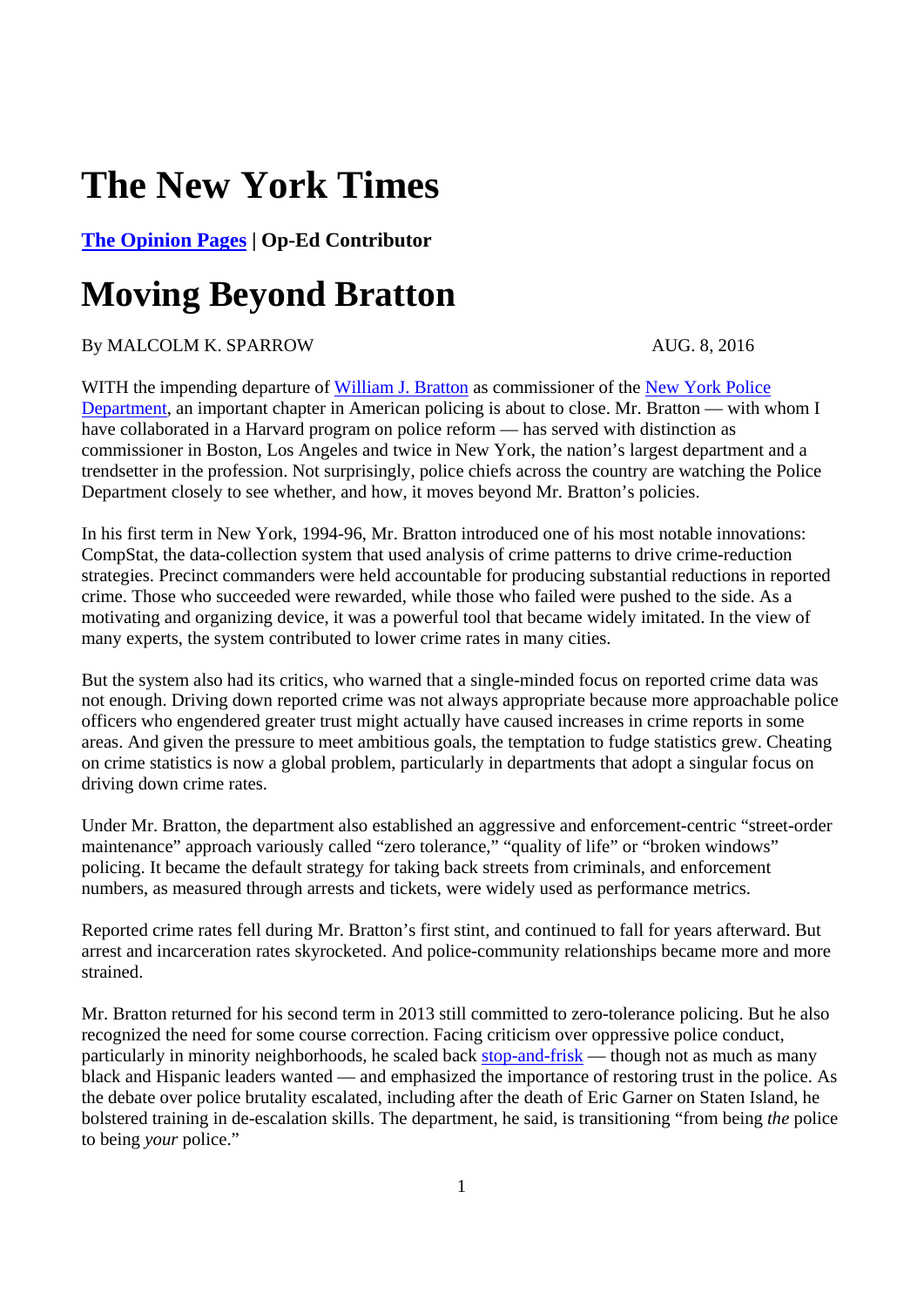# The New York Times

**[The Opinion Pages](#) | Op-Ed Contributor**

# Moving Beyond Bratton

By MALCOLM K. SPARROW AUG. 8, 2016

WITH the impending departure of [William J. Bratton](#) as commissioner of the [New York Police Department](#), an important chapter in American policing is about to close. Mr. Bratton — with whom I have collaborated in a Harvard program on police reform — has served with distinction as commissioner in Boston, Los Angeles and twice in New York, the nation's largest department and a trendsetter in the profession. Not surprisingly, police chiefs across the country are watching the Police Department closely to see whether, and how, it moves beyond Mr. Bratton's policies.

In his first term in New York, 1994-96, Mr. Bratton introduced one of his most notable innovations: CompStat, the data-collection system that used analysis of crime patterns to drive crime-reduction strategies. Precinct commanders were held accountable for producing substantial reductions in reported crime. Those who succeeded were rewarded, while those who failed were pushed to the side. As a motivating and organizing device, it was a powerful tool that became widely imitated. In the view of many experts, the system contributed to lower crime rates in many cities.

But the system also had its critics, who warned that a single-minded focus on reported crime data was not enough. Driving down reported crime was not always appropriate because more approachable police officers who engendered greater trust might actually have caused increases in crime reports in some areas. And given the pressure to meet ambitious goals, the temptation to fudge statistics grew. Cheating on crime statistics is now a global problem, particularly in departments that adopt a singular focus on driving down crime rates.

Under Mr. Bratton, the department also established an aggressive and enforcement-centric "street-order maintenance" approach variously called "zero tolerance," "quality of life" or "broken windows" policing. It became the default strategy for taking back streets from criminals, and enforcement numbers, as measured through arrests and tickets, were widely used as performance metrics.

Reported crime rates fell during Mr. Bratton's first stint, and continued to fall for years afterward. But arrest and incarceration rates skyrocketed. And police-community relationships became more and more strained.

Mr. Bratton returned for his second term in 2013 still committed to zero-tolerance policing. But he also recognized the need for some course correction. Facing criticism over oppressive police conduct, particularly in minority neighborhoods, he scaled back [stop-and-frisk](#) — though not as much as many black and Hispanic leaders wanted — and emphasized the importance of restoring trust in the police. As the debate over police brutality escalated, including after the death of Eric Garner on Staten Island, he bolstered training in de-escalation skills. The department, he said, is transitioning "from being *the* police to being *your* police."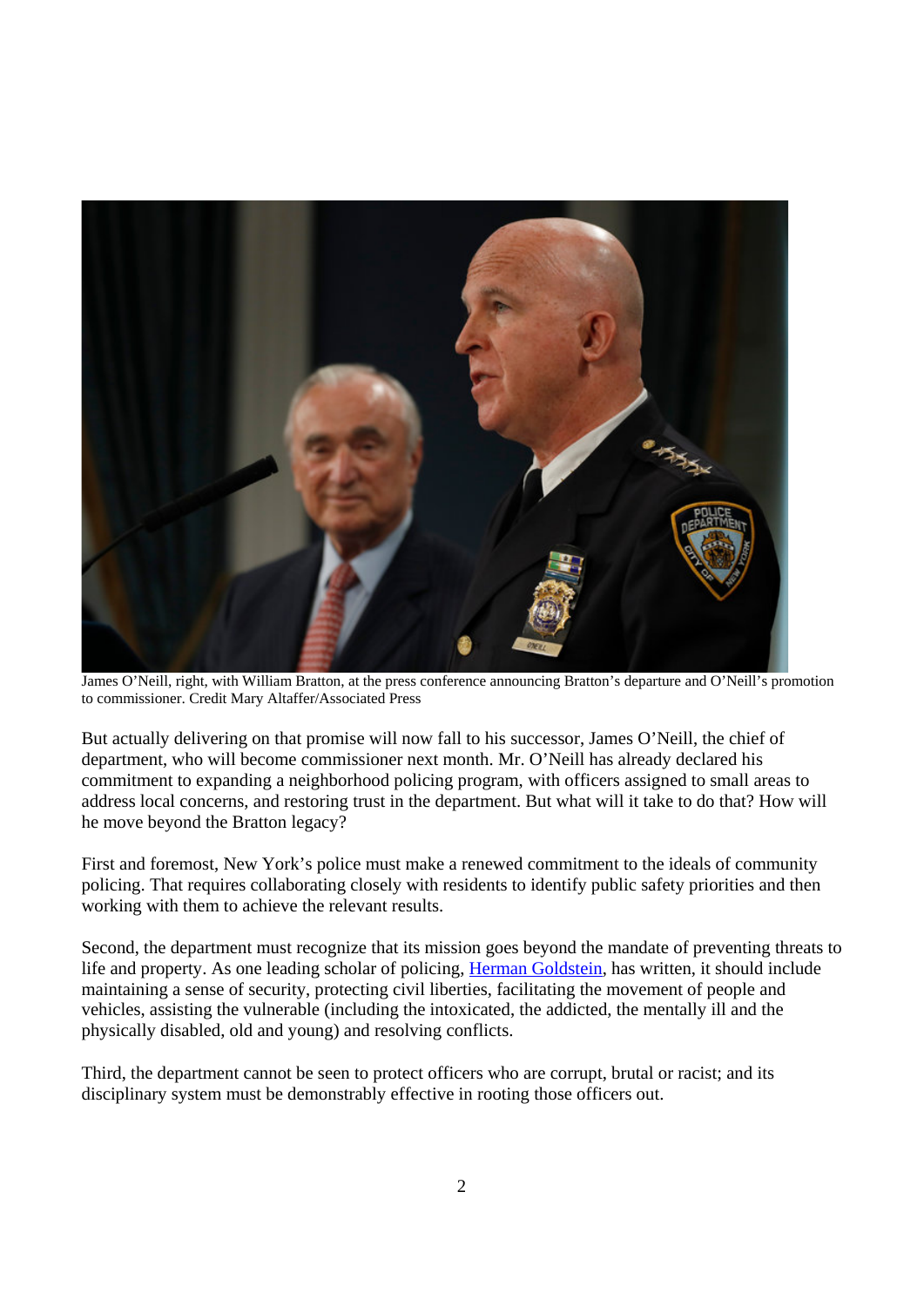James O'Neill, right, with William Bratton, at the press conference announcing Bratton's departure and O'Neill's promotion to commissioner. Credit Mary Altaffer/Associated Press

But actually delivering on that promise will now fall to his successor, James O'Neill, the chief of department, who will become commissioner next month. Mr. O'Neill has already declared his commitment to expanding a neighborhood policing program, with officers assigned to small areas to address local concerns, and restoring trust in the department. But what will it take to do that? How will he move beyond the Bratton legacy?

First and foremost, New York's police must make a renewed commitment to the ideals of community policing. That requires collaborating closely with residents to identify public safety priorities and then working with them to achieve the relevant results.

Second, the department must recognize that its mission goes beyond the mandate of preventing threats to life and property. As one leading scholar of policing, [Herman Goldstein](), has written, it should include maintaining a sense of security, protecting civil liberties, facilitating the movement of people and vehicles, assisting the vulnerable (including the intoxicated, the addicted, the mentally ill and the physically disabled, old and young) and resolving conflicts.

Third, the department cannot be seen to protect officers who are corrupt, brutal or racist; and its disciplinary system must be demonstrably effective in rooting those officers out.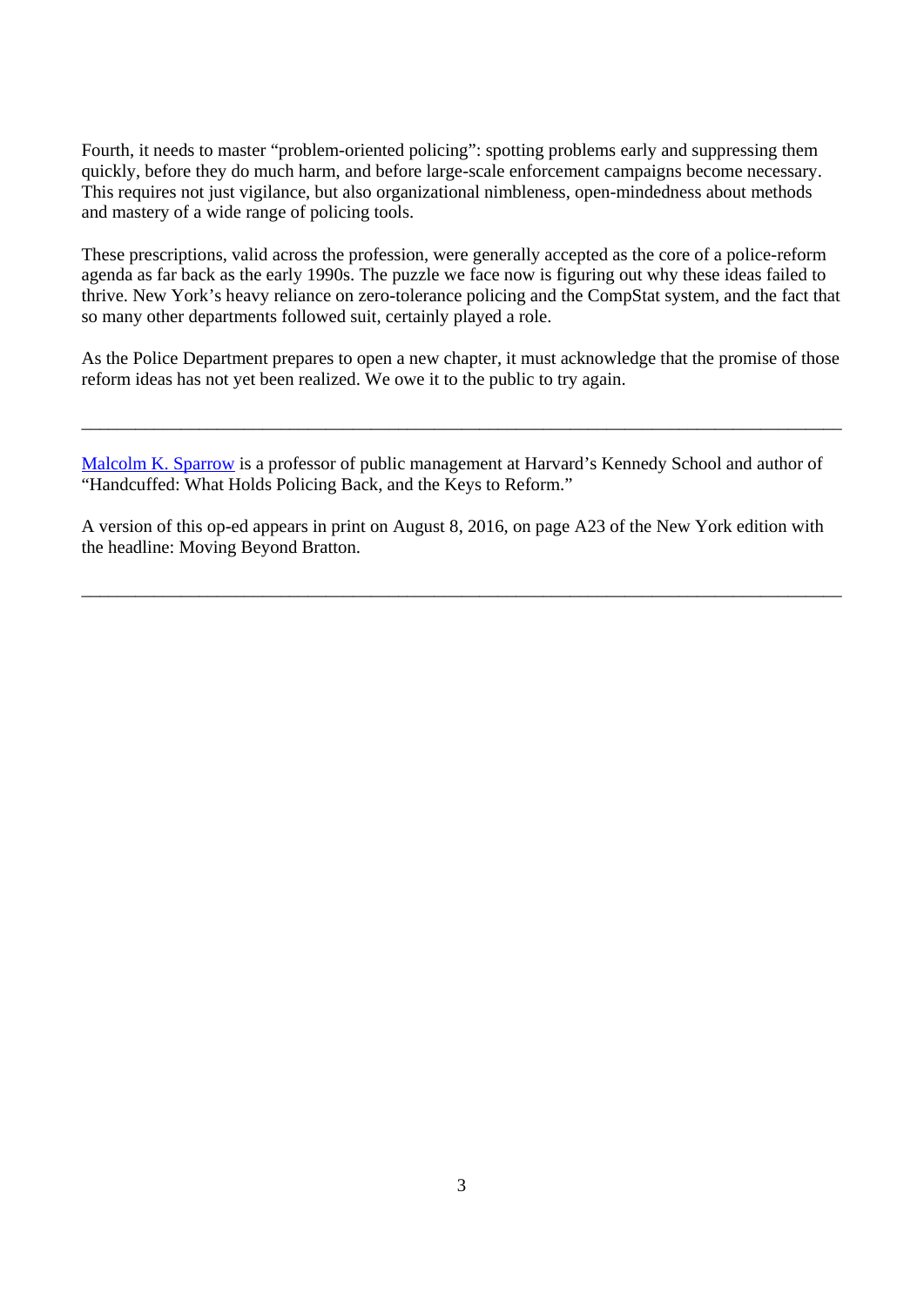Fourth, it needs to master "problem-oriented policing": spotting problems early and suppressing them quickly, before they do much harm, and before large-scale enforcement campaigns become necessary. This requires not just vigilance, but also organizational nimbleness, open-mindedness about methods and mastery of a wide range of policing tools.

These prescriptions, valid across the profession, were generally accepted as the core of a police-reform agenda as far back as the early 1990s. The puzzle we face now is figuring out why these ideas failed to thrive. New York's heavy reliance on zero-tolerance policing and the CompStat system, and the fact that so many other departments followed suit, certainly played a role.

As the Police Department prepares to open a new chapter, it must acknowledge that the promise of those reform ideas has not yet been realized. We owe it to the public to try again.

---

Malcolm K. Sparrow is a professor of public management at Harvard's Kennedy School and author of "Handcuffed: What Holds Policing Back, and the Keys to Reform."

A version of this op-ed appears in print on August 8, 2016, on page A23 of the New York edition with the headline: Moving Beyond Bratton.

---